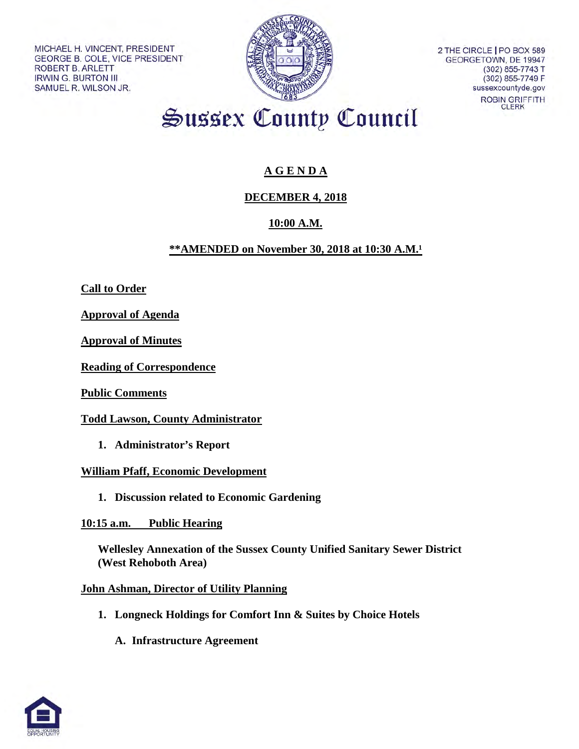MICHAEL H. VINCENT, PRESIDENT
GEORGE B. COLE, VICE PRESIDENT
ROBERT B. ARLETT
IRWIN G. BURTON III
SAMUEL R. WILSON JR.

2 THE CIRCLE | PO BOX 589
GEORGETOWN, DE 19947
(302) 855-7743 T
(302) 855-7749 F
sussexcountyde.gov

ROBIN GRIFFITH
CLERK

# Sussex County Council

## A G E N D A

## DECEMBER 4, 2018

## 10:00 A.M.

**\*\*AMENDED on November 30, 2018 at 10:30 A.M.[1]**

**Call to Order**

**Approval of Agenda**

**Approval of Minutes**

**Reading of Correspondence**

**Public Comments**

**Todd Lawson, County Administrator**

1. **Administrator's Report**

**William Pfaff, Economic Development**

1. **Discussion related to Economic Gardening**

**10:15 a.m. Public Hearing**

**Wellesley Annexation of the Sussex County Unified Sanitary Sewer District (West Rehoboth Area)**

**John Ashman, Director of Utility Planning**

1. **Longneck Holdings for Comfort Inn & Suites by Choice Hotels**

   A. **Infrastructure Agreement**

EQUAL HOUSING OPPORTUNITY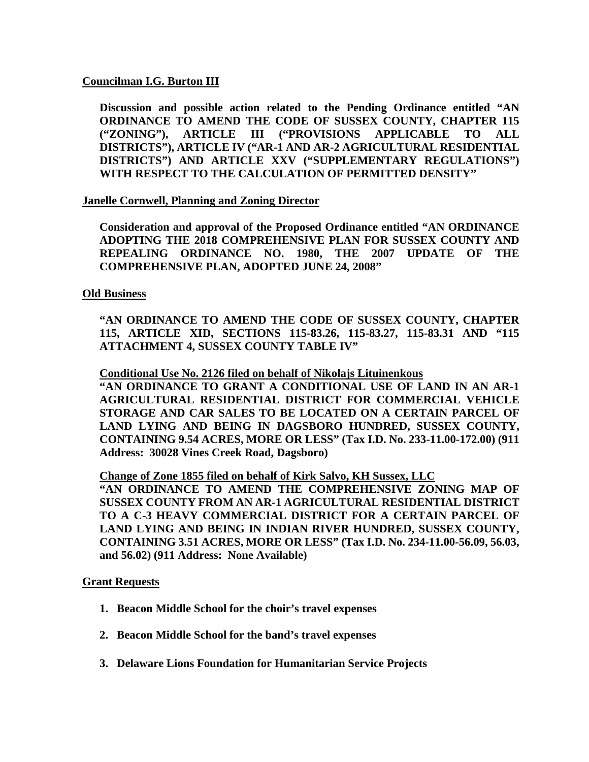**Councilman I.G. Burton III**

**Discussion and possible action related to the Pending Ordinance entitled "AN ORDINANCE TO AMEND THE CODE OF SUSSEX COUNTY, CHAPTER 115 ("ZONING"), ARTICLE III ("PROVISIONS APPLICABLE TO ALL DISTRICTS"), ARTICLE IV ("AR-1 AND AR-2 AGRICULTURAL RESIDENTIAL DISTRICTS") AND ARTICLE XXV ("SUPPLEMENTARY REGULATIONS") WITH RESPECT TO THE CALCULATION OF PERMITTED DENSITY"**

**Janelle Cornwell, Planning and Zoning Director**

**Consideration and approval of the Proposed Ordinance entitled "AN ORDINANCE ADOPTING THE 2018 COMPREHENSIVE PLAN FOR SUSSEX COUNTY AND REPEALING ORDINANCE NO. 1980, THE 2007 UPDATE OF THE COMPREHENSIVE PLAN, ADOPTED JUNE 24, 2008"**

**Old Business**

**"AN ORDINANCE TO AMEND THE CODE OF SUSSEX COUNTY, CHAPTER 115, ARTICLE XID, SECTIONS 115-83.26, 115-83.27, 115-83.31 AND "115 ATTACHMENT 4, SUSSEX COUNTY TABLE IV"**

**Conditional Use No. 2126 filed on behalf of Nikolajs Lituinenkous**
**"AN ORDINANCE TO GRANT A CONDITIONAL USE OF LAND IN AN AR-1 AGRICULTURAL RESIDENTIAL DISTRICT FOR COMMERCIAL VEHICLE STORAGE AND CAR SALES TO BE LOCATED ON A CERTAIN PARCEL OF LAND LYING AND BEING IN DAGSBORO HUNDRED, SUSSEX COUNTY, CONTAINING 9.54 ACRES, MORE OR LESS" (Tax I.D. No. 233-11.00-172.00) (911 Address: 30028 Vines Creek Road, Dagsboro)**

**Change of Zone 1855 filed on behalf of Kirk Salvo, KH Sussex, LLC**
**"AN ORDINANCE TO AMEND THE COMPREHENSIVE ZONING MAP OF SUSSEX COUNTY FROM AN AR-1 AGRICULTURAL RESIDENTIAL DISTRICT TO A C-3 HEAVY COMMERCIAL DISTRICT FOR A CERTAIN PARCEL OF LAND LYING AND BEING IN INDIAN RIVER HUNDRED, SUSSEX COUNTY, CONTAINING 3.51 ACRES, MORE OR LESS" (Tax I.D. No. 234-11.00-56.09, 56.03, and 56.02) (911 Address: None Available)**

**Grant Requests**

1. **Beacon Middle School for the choir's travel expenses**
2. **Beacon Middle School for the band's travel expenses**
3. **Delaware Lions Foundation for Humanitarian Service Projects**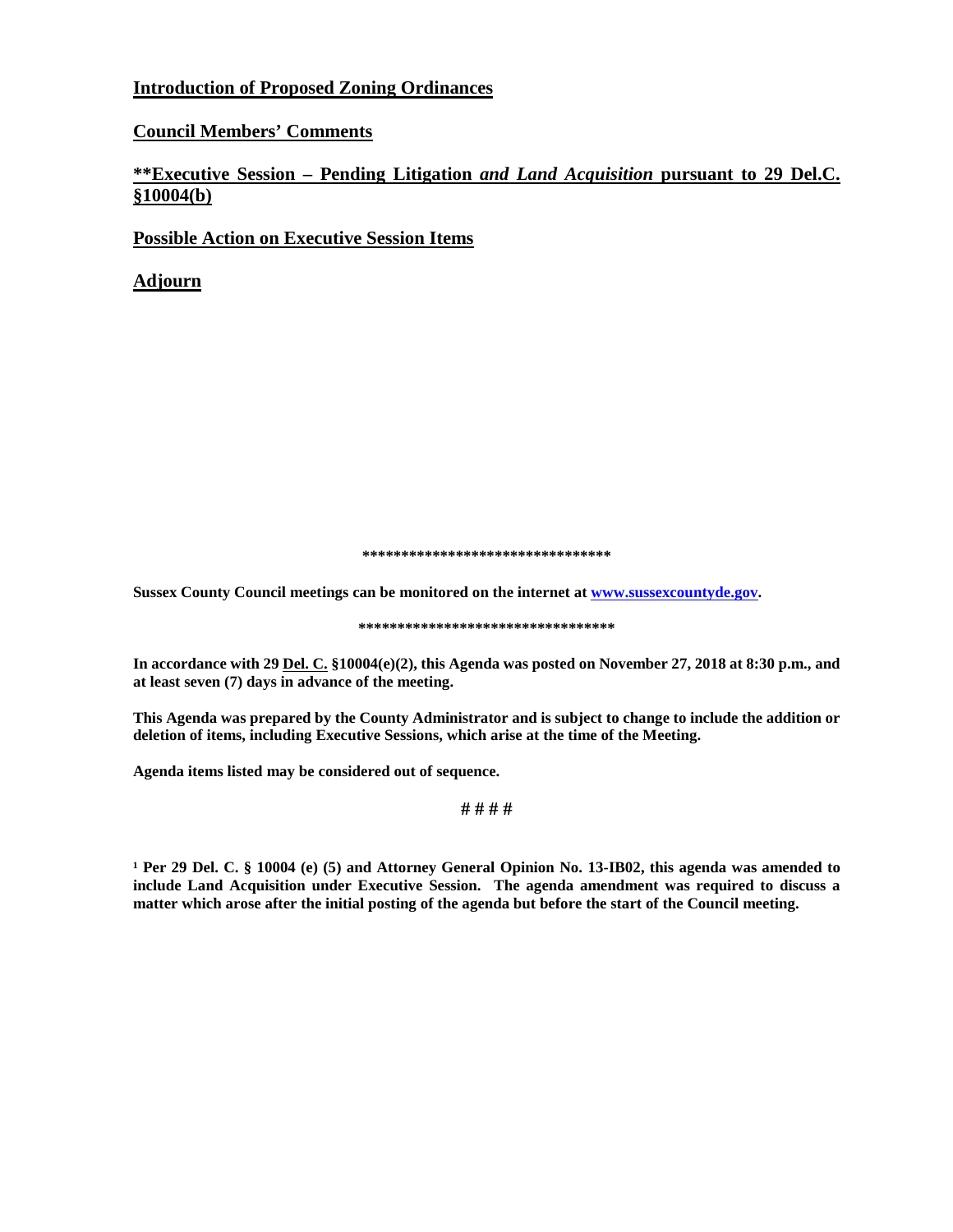**Introduction of Proposed Zoning Ordinances**

**Council Members' Comments**

****Executive Session – Pending Litigation *and Land Acquisition* pursuant to 29 Del.C. §10004(b)**

**Possible Action on Executive Session Items**

**Adjourn**

**********************************

**Sussex County Council meetings can be monitored on the internet at [www.sussexcountyde.gov](http://www.sussexcountyde.gov).**

**********************************

**In accordance with 29 Del. C. §10004(e)(2), this Agenda was posted on November 27, 2018 at 8:30 p.m., and at least seven (7) days in advance of the meeting.**

**This Agenda was prepared by the County Administrator and is subject to change to include the addition or deletion of items, including Executive Sessions, which arise at the time of the Meeting.**

**Agenda items listed may be considered out of sequence.**

**# # # #**

**[1] Per 29 Del. C. § 10004 (e) (5) and Attorney General Opinion No. 13-IB02, this agenda was amended to include Land Acquisition under Executive Session. The agenda amendment was required to discuss a matter which arose after the initial posting of the agenda but before the start of the Council meeting.**